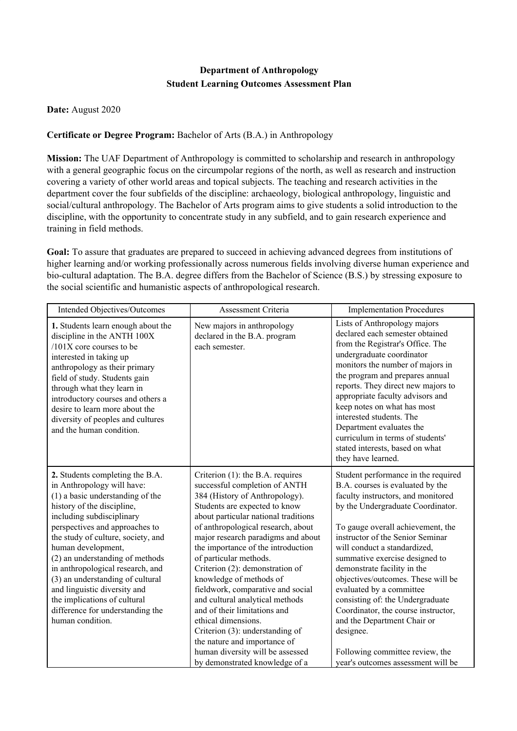**Department of Anthropology**
**Student Learning Outcomes Assessment Plan**

**Date:** August 2020

**Certificate or Degree Program:** Bachelor of Arts (B.A.) in Anthropology

**Mission:** The UAF Department of Anthropology is committed to scholarship and research in anthropology with a general geographic focus on the circumpolar regions of the north, as well as research and instruction covering a variety of other world areas and topical subjects. The teaching and research activities in the department cover the four subfields of the discipline: archaeology, biological anthropology, linguistic and social/cultural anthropology. The Bachelor of Arts program aims to give students a solid introduction to the discipline, with the opportunity to concentrate study in any subfield, and to gain research experience and training in field methods.

**Goal:** To assure that graduates are prepared to succeed in achieving advanced degrees from institutions of higher learning and/or working professionally across numerous fields involving diverse human experience and bio-cultural adaptation. The B.A. degree differs from the Bachelor of Science (B.S.) by stressing exposure to the social scientific and humanistic aspects of anthropological research.

| Intended Objectives/Outcomes | Assessment Criteria | Implementation Procedures |
|---|---|---|
| **1.** Students learn enough about the discipline in the ANTH 100X /101X core courses to be interested in taking up anthropology as their primary field of study. Students gain through what they learn in introductory courses and others a desire to learn more about the diversity of peoples and cultures and the human condition. | New majors in anthropology declared in the B.A. program each semester. | Lists of Anthropology majors declared each semester obtained from the Registrar's Office. The undergraduate coordinator monitors the number of majors in the program and prepares annual reports. They direct new majors to appropriate faculty advisors and keep notes on what has most interested students. The Department evaluates the curriculum in terms of students' stated interests, based on what they have learned. |
| **2.** Students completing the B.A. in Anthropology will have:<br>(1) a basic understanding of the history of the discipline, including subdisciplinary perspectives and approaches to the study of culture, society, and human development,<br>(2) an understanding of methods in anthropological research, and<br>(3) an understanding of cultural and linguistic diversity and the implications of cultural difference for understanding the human condition. | Criterion (1): the B.A. requires successful completion of ANTH 384 (History of Anthropology). Students are expected to know about particular national traditions of anthropological research, about major research paradigms and about the importance of the introduction of particular methods.<br>Criterion (2): demonstration of knowledge of methods of fieldwork, comparative and social and cultural analytical methods and of their limitations and ethical dimensions.<br>Criterion (3): understanding of the nature and importance of human diversity will be assessed by demonstrated knowledge of a | Student performance in the required B.A. courses is evaluated by the faculty instructors, and monitored by the Undergraduate Coordinator.<br><br>To gauge overall achievement, the instructor of the Senior Seminar will conduct a standardized, summative exercise designed to demonstrate facility in the objectives/outcomes. These will be evaluated by a committee consisting of: the Undergraduate Coordinator, the course instructor, and the Department Chair or designee.<br><br>Following committee review, the year's outcomes assessment will be |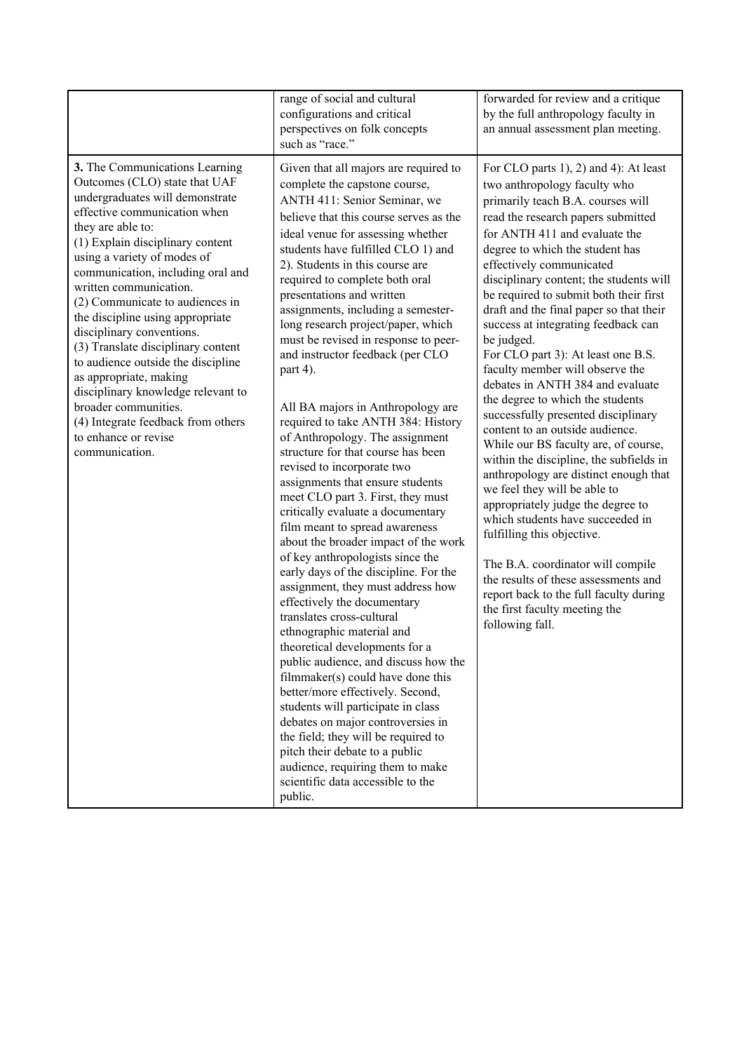| | | |
|---|---|---|
| | range of social and cultural configurations and critical perspectives on folk concepts such as "race." | forwarded for review and a critique by the full anthropology faculty in an annual assessment plan meeting. |
| **3.** The Communications Learning Outcomes (CLO) state that UAF undergraduates will demonstrate effective communication when they are able to:<br>(1) Explain disciplinary content using a variety of modes of communication, including oral and written communication.<br>(2) Communicate to audiences in the discipline using appropriate disciplinary conventions.<br>(3) Translate disciplinary content to audience outside the discipline as appropriate, making disciplinary knowledge relevant to broader communities.<br>(4) Integrate feedback from others to enhance or revise communication. | Given that all majors are required to complete the capstone course, ANTH 411: Senior Seminar, we believe that this course serves as the ideal venue for assessing whether students have fulfilled CLO 1) and 2). Students in this course are required to complete both oral presentations and written assignments, including a semester-long research project/paper, which must be revised in response to peer- and instructor feedback (per CLO part 4).<br><br>All BA majors in Anthropology are required to take ANTH 384: History of Anthropology. The assignment structure for that course has been revised to incorporate two assignments that ensure students meet CLO part 3. First, they must critically evaluate a documentary film meant to spread awareness about the broader impact of the work of key anthropologists since the early days of the discipline. For the assignment, they must address how effectively the documentary translates cross-cultural ethnographic material and theoretical developments for a public audience, and discuss how the filmmaker(s) could have done this better/more effectively. Second, students will participate in class debates on major controversies in the field; they will be required to pitch their debate to a public audience, requiring them to make scientific data accessible to the public. | For CLO parts 1), 2) and 4): At least two anthropology faculty who primarily teach B.A. courses will read the research papers submitted for ANTH 411 and evaluate the degree to which the student has effectively communicated disciplinary content; the students will be required to submit both their first draft and the final paper so that their success at integrating feedback can be judged.<br>For CLO part 3): At least one B.S. faculty member will observe the debates in ANTH 384 and evaluate the degree to which the students successfully presented disciplinary content to an outside audience. While our BS faculty are, of course, within the discipline, the subfields in anthropology are distinct enough that we feel they will be able to appropriately judge the degree to which students have succeeded in fulfilling this objective.<br><br>The B.A. coordinator will compile the results of these assessments and report back to the full faculty during the first faculty meeting the following fall. |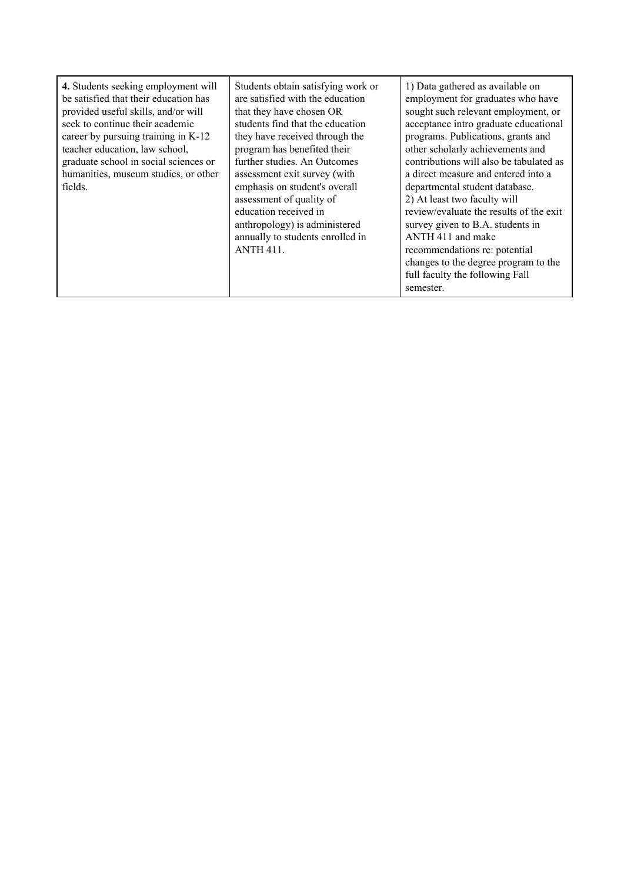| | | |
|---|---|---|
| **4.** Students seeking employment will be satisfied that their education has provided useful skills, and/or will seek to continue their academic career by pursuing training in K-12 teacher education, law school, graduate school in social sciences or humanities, museum studies, or other fields. | Students obtain satisfying work or are satisfied with the education that they have chosen OR students find that the education they have received through the program has benefited their further studies. An Outcomes assessment exit survey (with emphasis on student's overall assessment of quality of education received in anthropology) is administered annually to students enrolled in ANTH 411. | 1) Data gathered as available on employment for graduates who have sought such relevant employment, or acceptance intro graduate educational programs. Publications, grants and other scholarly achievements and contributions will also be tabulated as a direct measure and entered into a departmental student database.<br>2) At least two faculty will review/evaluate the results of the exit survey given to B.A. students in ANTH 411 and make recommendations re: potential changes to the degree program to the full faculty the following Fall semester. |